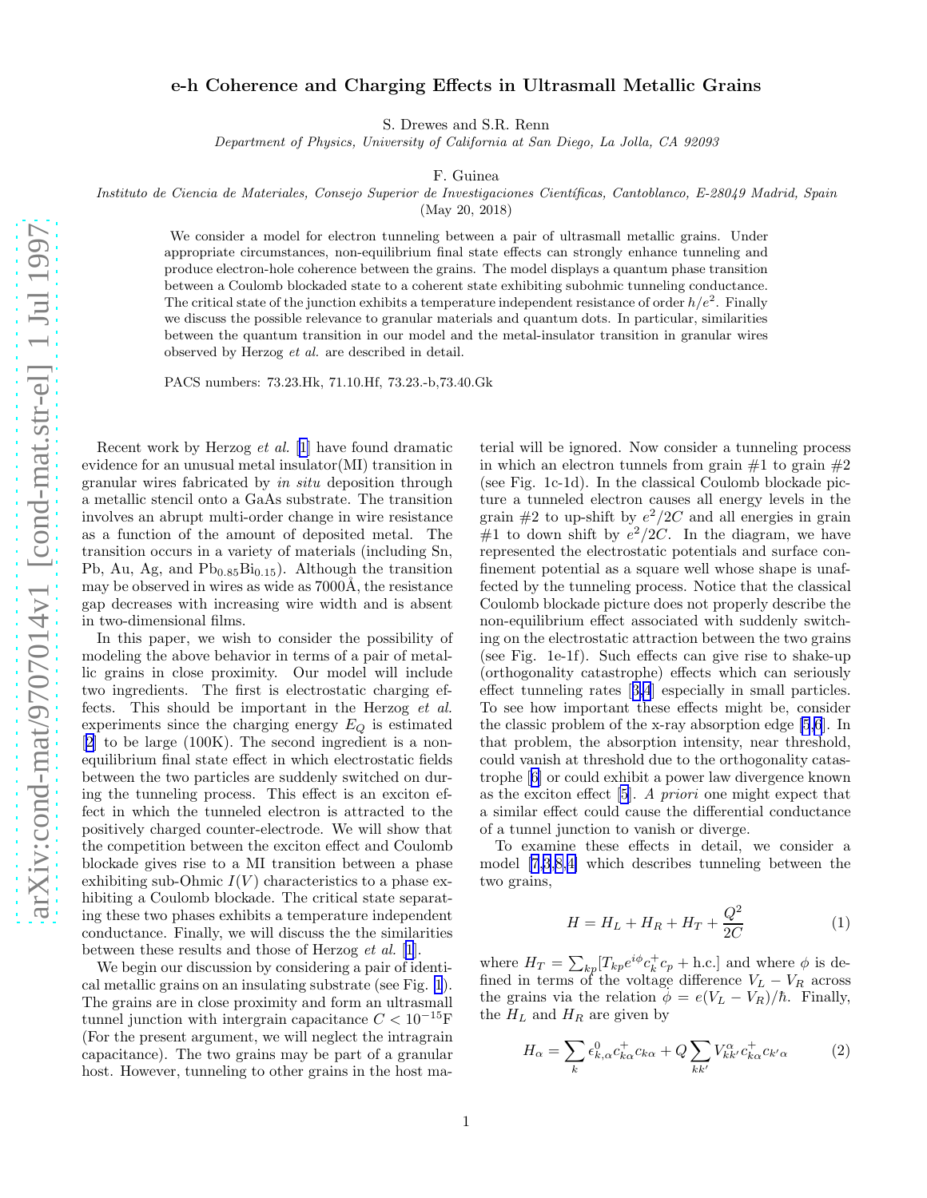# e-h Coherence and Charging Effects in Ultrasmall Metallic Grains

S. Drewes and S.R. Renn

*Department of Physics, University of California at San Diego, La Jolla, CA 92093*

F. Guinea

*Instituto de Ciencia de Materiales, Consejo Superior de Investigaciones Científicas, Cantoblanco, E-28049 Madrid, Spain*

(May 20, 2018)

We consider a model for electron tunneling between a pair of ultrasmall metallic grains. Under appropriate circumstances, non-equilibrium final state effects can strongly enhance tunneling and produce electron-hole coherence between the grains. The model displays a quantum phase transition between a Coulomb blockaded state to a coherent state exhibiting subohmic tunneling conductance. The critical state of the junction exhibits a temperature independent resistance of order $h/e^2$. Finally we discuss the possible relevance to granular materials and quantum dots. In particular, similarities between the quantum transition in our model and the metal-insulator transition in granular wires observed by Herzog *et al.* are described in detail.

PACS numbers: 73.23.Hk, 71.10.Hf, 73.23.-b,73.40.Gk

Recent work by Herzog *et al.* [1] have found dramatic evidence for an unusual metal insulator(MI) transition in granular wires fabricated by *in situ* deposition through a metallic stencil onto a GaAs substrate. The transition involves an abrupt multi-order change in wire resistance as a function of the amount of deposited metal. The transition occurs in a variety of materials (including Sn, Pb, Au, Ag, and $Pb_{0.85}Bi_{0.15}$). Although the transition may be observed in wires as wide as 7000Å, the resistance gap decreases with increasing wire width and is absent in two-dimensional films.

In this paper, we wish to consider the possibility of modeling the above behavior in terms of a pair of metallic grains in close proximity. Our model will include two ingredients. The first is electrostatic charging effects. This should be important in the Herzog *et al.* experiments since the charging energy $E_Q$ is estimated [2] to be large (100K). The second ingredient is a non-equilibrium final state effect in which electrostatic fields between the two particles are suddenly switched on during the tunneling process. This effect is an exciton effect in which the tunneled electron is attracted to the positively charged counter-electrode. We will show that the competition between the exciton effect and Coulomb blockade gives rise to a MI transition between a phase exhibiting sub-Ohmic $I(V)$ characteristics to a phase exhibiting a Coulomb blockade. The critical state separating these two phases exhibits a temperature independent conductance. Finally, we will discuss the the similarities between these results and those of Herzog *et al.* [1].

We begin our discussion by considering a pair of identical metallic grains on an insulating substrate (see Fig. 1). The grains are in close proximity and form an ultrasmall tunnel junction with intergrain capacitance $C < 10^{-15}$F (For the present argument, we will neglect the intragrain capacitance). The two grains may be part of a granular host. However, tunneling to other grains in the host material will be ignored. Now consider a tunneling process in which an electron tunnels from grain #1 to grain #2 (see Fig. 1c-1d). In the classical Coulomb blockade picture a tunneled electron causes all energy levels in the grain #2 to up-shift by $e^2/2C$ and all energies in grain #1 to down shift by $e^2/2C$. In the diagram, we have represented the electrostatic potentials and surface confinement potential as a square well whose shape is unaffected by the tunneling process. Notice that the classical Coulomb blockade picture does not properly describe the non-equilibrium effect associated with suddenly switching on the electrostatic attraction between the two grains (see Fig. 1e-1f). Such effects can give rise to shake-up (orthogonality catastrophe) effects which can seriously effect tunneling rates [3,4] especially in small particles. To see how important these effects might be, consider the classic problem of the x-ray absorption edge [5,6]. In that problem, the absorption intensity, near threshold, could vanish at threshold due to the orthogonality catastrophe [6] or could exhibit a power law divergence known as the exciton effect [5]. *A priori* one might expect that a similar effect could cause the differential conductance of a tunnel junction to vanish or diverge.

To examine these effects in detail, we consider a model [7,3,8,4] which describes tunneling between the two grains,

$$H = H_L + H_R + H_T + \frac{Q^2}{2C} \tag{1}$$

where $H_T = \sum_{kp}[T_{kp}e^{i\phi}c_k^+ c_p + \text{h.c.}]$ and where $\phi$ is defined in terms of the voltage difference $V_L - V_R$ across the grains via the relation $\dot{\phi} = e(V_L - V_R)/\hbar$. Finally, the $H_L$ and $H_R$ are given by

$$H_\alpha = \sum_k \epsilon^0_{k,\alpha} c^+_{k\alpha} c_{k\alpha} + Q \sum_{kk'} V^\alpha_{kk'} c^+_{k\alpha} c_{k'\alpha} \tag{2}$$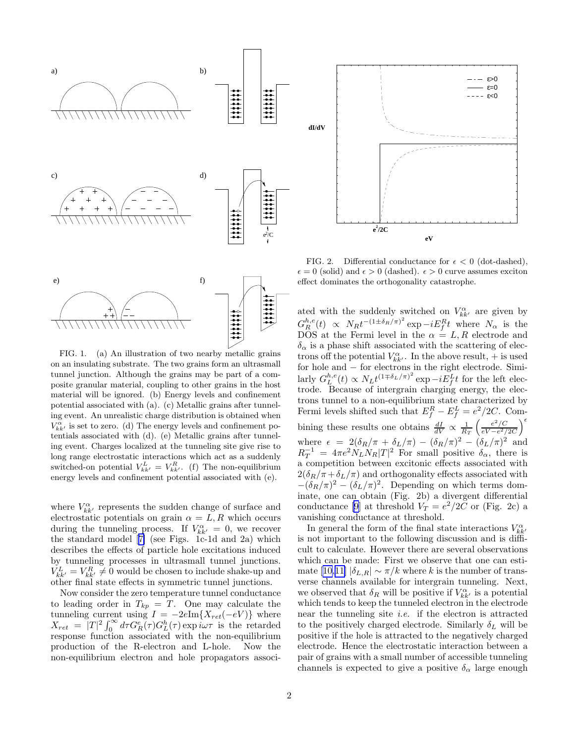FIG. 1. (a) An illustration of two nearby metallic grains on an insulating substrate. The two grains form an ultrasmall tunnel junction. Although the grains may be part of a composite granular material, coupling to other grains in the host material will be ignored. (b) Energy levels and confinement potential associated with (a). (c) Metallic grains after tunneling event. An unrealistic charge distribution is obtained when $V^{\alpha}_{kk'}$ is set to zero. (d) The energy levels and confinement potentials associated with (d). (e) Metallic grains after tunneling event. Charges localized at the tunneling site give rise to long range electrostatic interactions which act as a suddenly switched-on potential $V^L_{kk'} = V^R_{kk'}$. (f) The non-equilibrium energy levels and confinement potential associated with (e).

FIG. 2. Differential conductance for $\epsilon < 0$ (dot-dashed), $\epsilon = 0$ (solid) and $\epsilon > 0$ (dashed). $\epsilon > 0$ curve assumes exciton effect dominates the orthogonality catastrophe.

where $V^{\alpha}_{kk'}$ represents the sudden change of surface and electrostatic potentials on grain $\alpha = L, R$ which occurs during the tunneling process. If $V^{\alpha}_{kk'} = 0$, we recover the standard model [7] (see Figs. 1c-1d and 2a) which describes the effects of particle hole excitations induced by tunneling processes in ultrasmall tunnel junctions. $V^L_{kk'} = V^R_{kk'} \neq 0$ would be chosen to include shake-up and other final state effects in symmetric tunnel junctions.

Now consider the zero temperature tunnel conductance to leading order in $T_{kp} = T$. One may calculate the tunneling current using $I = -2e\mathrm{Im}\{X_{ret}(-eV)\}$ where $X_{ret} = |T|^2 \int_0^{\infty} d\tau G^e_R(\tau) G^h_L(\tau) \exp i\omega\tau$ is the retarded response function associated with the non-equilibrium production of the R-electron and L-hole. Now the non-equilibrium electron and hole propagators associated with the suddenly switched on $V^{\alpha}_{kk'}$ are given by $G^{h,e}_R(t) \propto N_R t^{-(1\pm\delta_R/\pi)^2} \exp -iE^R_f t$ where $N_\alpha$ is the DOS at the Fermi level in the $\alpha = L, R$ electrode and $\delta_\alpha$ is a phase shift associated with the scattering of electrons off the potential $V^{\alpha}_{kk'}$. In the above result, $+$ is used for hole and $-$ for electrons in the right electrode. Similarly $G^{h,e}_L(t) \propto N_L t^{(1\mp\delta_L/\pi)^2} \exp -iE^L_f t$ for the left electrode. Because of intergrain charging energy, the electrons tunnel to a non-equilibrium state characterized by Fermi levels shifted such that $E^R_f - E^L_f = e^2/2C$. Combining these results one obtains $\frac{dI}{dV} \propto \frac{1}{R_T}\left(\frac{e^2/C}{eV - e^2/2C}\right)^{\epsilon}$ where $\epsilon = 2(\delta_R/\pi + \delta_L/\pi) - (\delta_R/\pi)^2 - (\delta_L/\pi)^2$ and $R_T^{-1} = 4\pi e^2 N_L N_R |T|^2$ For small positive $\delta_\alpha$, there is a competition between excitonic effects associated with $2(\delta_R/\pi + \delta_L/\pi)$ and orthogonality effects associated with $-(\delta_R/\pi)^2 - (\delta_L/\pi)^2$. Depending on which terms dominate, one can obtain (Fig. 2b) a divergent differential conductance [9] at threshold $V_T = e^2/2C$ or (Fig. 2c) a vanishing conductance at threshold.

In general the form of the final state interactions $V^{\alpha}_{kk'}$ is not important to the following discussion and is difficult to calculate. However there are several observations which can be made: First we observe that one can estimate [10,11] $|\delta_{L,R}| \sim \pi/k$ where $k$ is the number of transverse channels available for intergrain tunneling. Next, we observed that $\delta_R$ will be positive if $V^{\alpha}_{kk'}$ is a potential which tends to keep the tunneled electron in the electrode near the tunneling site *i.e.* if the electron is attracted to the positively charged electrode. Similarly $\delta_L$ will be positive if the hole is attracted to the negatively charged electrode. Hence the electrostatic interaction between a pair of grains with a small number of accessible tunneling channels is expected to give a positive $\delta_\alpha$ large enough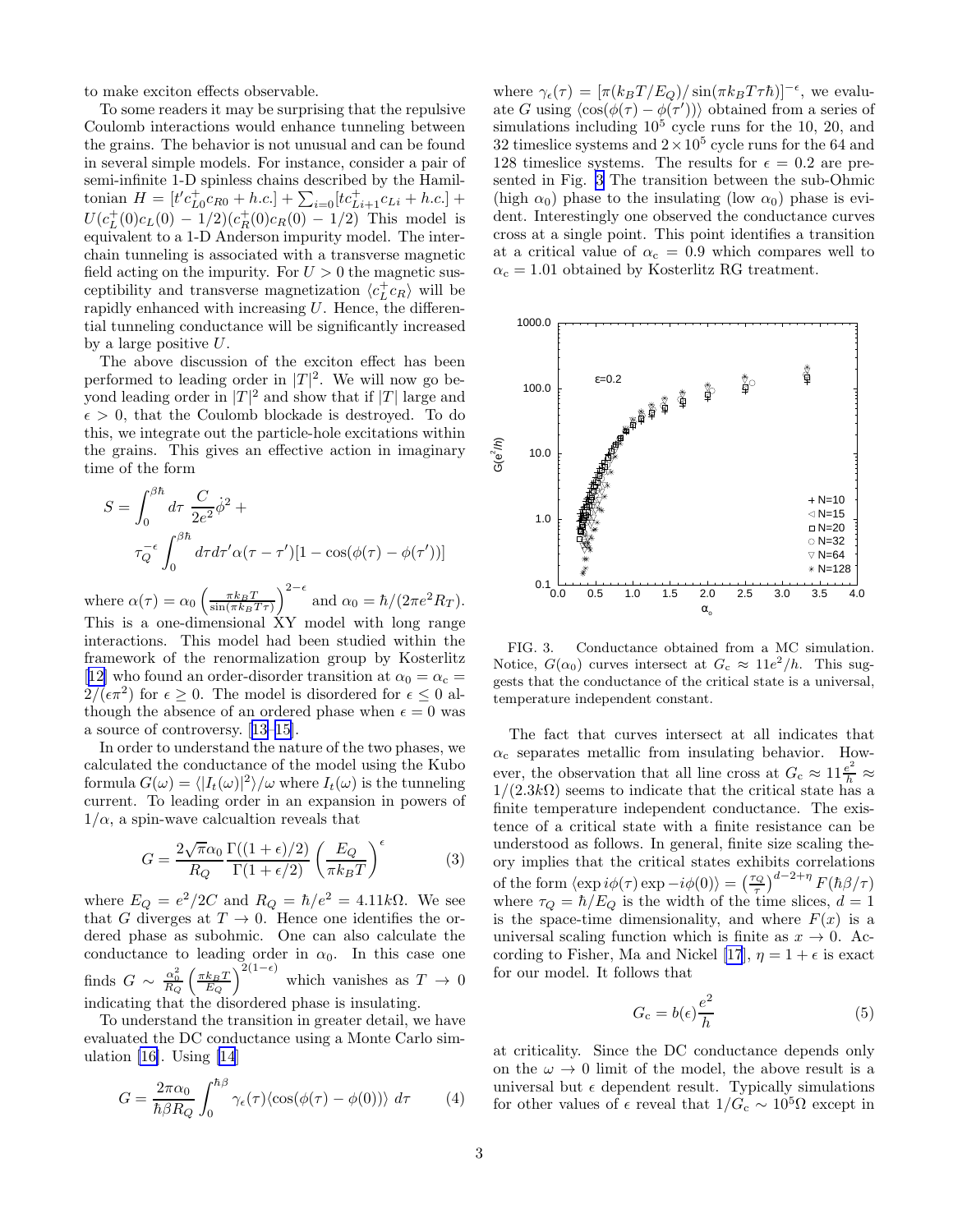to make exciton effects observable.

To some readers it may be surprising that the repulsive Coulomb interactions would enhance tunneling between the grains. The behavior is not unusual and can be found in several simple models. For instance, consider a pair of semi-infinite 1-D spinless chains described by the Hamiltonian $H = [t' c^+_{L0} c_{R0} + h.c.] + \sum_{i=0} [t c^+_{Li+1} c_{Li} + h.c.] + U(c^+_L(0) c_L(0) - 1/2)(c^+_R(0) c_R(0) - 1/2)$ This model is equivalent to a 1-D Anderson impurity model. The inter-chain tunneling is associated with a transverse magnetic field acting on the impurity. For $U > 0$ the magnetic susceptibility and transverse magnetization $\langle c^+_L c_R \rangle$ will be rapidly enhanced with increasing $U$. Hence, the differential tunneling conductance will be significantly increased by a large positive $U$.

The above discussion of the exciton effect has been performed to leading order in $|T|^2$. We will now go beyond leading order in $|T|^2$ and show that if $|T|$ large and $\epsilon > 0$, that the Coulomb blockade is destroyed. To do this, we integrate out the particle-hole excitations within the grains. This gives an effective action in imaginary time of the form

$$S = \int_0^{\beta\hbar} d\tau \, \frac{C}{2e^2} \dot{\phi}^2 + \tau_Q^{-\epsilon} \int_0^{\beta\hbar} d\tau d\tau' \alpha(\tau - \tau') [1 - \cos(\phi(\tau) - \phi(\tau'))]$$

where $\alpha(\tau) = \alpha_0 \left( \frac{\pi k_B T}{\sin(\pi k_B T \tau)} \right)^{2-\epsilon}$ and $\alpha_0 = \hbar/(2\pi e^2 R_T)$. This is a one-dimensional XY model with long range interactions. This model had been studied within the framework of the renormalization group by Kosterlitz [12] who found an order-disorder transition at $\alpha_0 = \alpha_c = 2/(\epsilon\pi^2)$ for $\epsilon \geq 0$. The model is disordered for $\epsilon \leq 0$ although the absence of an ordered phase when $\epsilon = 0$ was a source of controversy. [13–15].

In order to understand the nature of the two phases, we calculated the conductance of the model using the Kubo formula $G(\omega) = \langle |I_t(\omega)|^2 \rangle / \omega$ where $I_t(\omega)$ is the tunneling current. To leading order in an expansion in powers of $1/\alpha$, a spin-wave calcualtion reveals that

$$G = \frac{2\sqrt{\pi}\alpha_0}{R_Q} \frac{\Gamma((1+\epsilon)/2)}{\Gamma(1+\epsilon/2)} \left( \frac{E_Q}{\pi k_B T} \right)^{\epsilon} \tag{3}$$

where $E_Q = e^2/2C$ and $R_Q = \hbar/e^2 = 4.11k\Omega$. We see that $G$ diverges at $T \to 0$. Hence one identifies the ordered phase as subohmic. One can also calculate the conductance to leading order in $\alpha_0$. In this case one finds $G \sim \frac{\alpha_0^2}{R_Q} \left( \frac{\pi k_B T}{E_Q} \right)^{2(1-\epsilon)}$ which vanishes as $T \to 0$ indicating that the disordered phase is insulating.

To understand the transition in greater detail, we have evaluated the DC conductance using a Monte Carlo simulation [16]. Using [14]

$$G = \frac{2\pi\alpha_0}{\hbar\beta R_Q} \int_0^{\hbar\beta} \gamma_\epsilon(\tau) \langle \cos(\phi(\tau) - \phi(0)) \rangle \, d\tau \tag{4}$$

where $\gamma_\epsilon(\tau) = [\pi(k_B T/E_Q)/\sin(\pi k_B T \tau \hbar)]^{-\epsilon}$, we evaluate $G$ using $\langle \cos(\phi(\tau) - \phi(\tau')) \rangle$ obtained from a series of simulations including $10^5$ cycle runs for the 10, 20, and 32 timeslice systems and $2 \times 10^5$ cycle runs for the 64 and 128 timeslice systems. The results for $\epsilon = 0.2$ are presented in Fig. 3 The transition between the sub-Ohmic (high $\alpha_0$) phase to the insulating (low $\alpha_0$) phase is evident. Interestingly one observed the conductance curves cross at a single point. This point identifies a transition at a critical value of $\alpha_c = 0.9$ which compares well to $\alpha_c = 1.01$ obtained by Kosterlitz RG treatment.

FIG. 3. Conductance obtained from a MC simulation. Notice, $G(\alpha_0)$ curves intersect at $G_c \approx 11e^2/h$. This suggests that the conductance of the critical state is a universal, temperature independent constant.

The fact that curves intersect at all indicates that $\alpha_c$ separates metallic from insulating behavior. However, the observation that all line cross at $G_c \approx 11\frac{e^2}{h} \approx 1/(2.3k\Omega)$ seems to indicate that the critical state has a finite temperature independent conductance. The existence of a critical state with a finite resistance can be understood as follows. In general, finite size scaling theory implies that the critical states exhibits correlations of the form $\langle \exp i\phi(\tau) \exp -i\phi(0) \rangle = \left( \frac{\tau_Q}{\tau} \right)^{d-2+\eta} F(\hbar\beta/\tau)$ where $\tau_Q = \hbar/E_Q$ is the width of the time slices, $d = 1$ is the space-time dimensionality, and where $F(x)$ is a universal scaling function which is finite as $x \to 0$. According to Fisher, Ma and Nickel [17], $\eta = 1 + \epsilon$ is exact for our model. It follows that

$$G_c = b(\epsilon) \frac{e^2}{h} \tag{5}$$

at criticality. Since the DC conductance depends only on the $\omega \to 0$ limit of the model, the above result is a universal but $\epsilon$ dependent result. Typically simulations for other values of $\epsilon$ reveal that $1/G_c \sim 10^5\Omega$ except in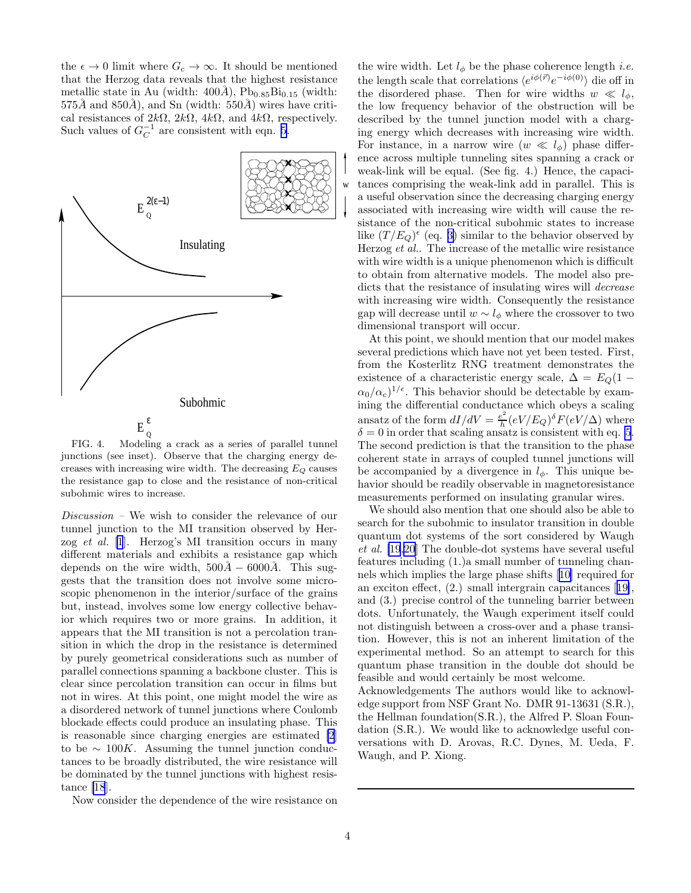the $\epsilon \to 0$ limit where $G_c \to \infty$. It should be mentioned that the Herzog data reveals that the highest resistance metallic state in Au (width: $400\AA$), $Pb_{0.85}Bi_{0.15}$ (width: $575\AA$ and $850\AA$), and Sn (width: $550\AA$) wires have critical resistances of $2k\Omega$, $2k\Omega$, $4k\Omega$, and $4k\Omega$, respectively. Such values of $G_C^{-1}$ are consistent with eqn. 5.

FIG. 4. Modeling a crack as a series of parallel tunnel junctions (see inset). Observe that the charging energy decreases with increasing wire width. The decreasing $E_Q$ causes the resistance gap to close and the resistance of non-critical subohmic wires to increase.

*Discussion* – We wish to consider the relevance of our tunnel junction to the MI transition observed by Herzog *et al.* [1]. Herzog's MI transition occurs in many different materials and exhibits a resistance gap which depends on the wire width, $500\AA - 6000\AA$. This suggests that the transition does not involve some microscopic phenomenon in the interior/surface of the grains but, instead, involves some low energy collective behavior which requires two or more grains. In addition, it appears that the MI transition is not a percolation transition in which the drop in the resistance is determined by purely geometrical considerations such as number of parallel connections spanning a backbone cluster. This is clear since percolation transition can occur in films but not in wires. At this point, one might model the wire as a disordered network of tunnel junctions where Coulomb blockade effects could produce an insulating phase. This is reasonable since charging energies are estimated [2] to be $\sim 100K$. Assuming the tunnel junction conductances to be broadly distributed, the wire resistance will be dominated by the tunnel junctions with highest resistance [18].

Now consider the dependence of the wire resistance on the wire width. Let $l_\phi$ be the phase coherence length *i.e.* the length scale that correlations $\langle e^{i\phi(\vec{r})} e^{-i\phi(0)} \rangle$ die off in the disordered phase. Then for wire widths $w \ll l_\phi$, the low frequency behavior of the obstruction will be described by the tunnel junction model with a charging energy which decreases with increasing wire width. For instance, in a narrow wire ($w \ll l_\phi$) phase difference across multiple tunneling sites spanning a crack or weak-link will be equal. (See fig. 4.) Hence, the capacitances comprising the weak-link add in parallel. This is a useful observation since the decreasing charging energy associated with increasing wire width will cause the resistance of the non-critical subohmic states to increase like $(T/E_Q)^\epsilon$ (eq. 3) similar to the behavior observed by Herzog *et al.*. The increase of the metallic wire resistance with wire width is a unique phenomenon which is difficult to obtain from alternative models. The model also predicts that the resistance of insulating wires will *decrease* with increasing wire width. Consequently the resistance gap will decrease until $w \sim l_\phi$ where the crossover to two dimensional transport will occur.

At this point, we should mention that our model makes several predictions which have not yet been tested. First, from the Kosterlitz RNG treatment demonstrates the existence of a characteristic energy scale, $\Delta = E_Q(1 - \alpha_0/\alpha_c)^{1/\epsilon}$. This behavior should be detectable by examining the differential conductance which obeys a scaling ansatz of the form $dI/dV = \frac{e^2}{h}(eV/E_Q)^\delta F(eV/\Delta)$ where $\delta = 0$ in order that scaling ansatz is consistent with eq. 5. The second prediction is that the transition to the phase coherent state in arrays of coupled tunnel junctions will be accompanied by a divergence in $l_\phi$. This unique behavior should be readily observable in magnetoresistance measurements performed on insulating granular wires.

We should also mention that one should also be able to search for the subohmic to insulator transition in double quantum dot systems of the sort considered by Waugh *et al.* [19,20] The double-dot systems have several useful features including (1.)a small number of tunneling channels which implies the large phase shifts [10] required for an exciton effect, (2.) small intergrain capacitances [19], and (3.) precise control of the tunneling barrier between dots. Unfortunately, the Waugh experiment itself could not distinguish between a cross-over and a phase transition. However, this is not an inherent limitation of the experimental method. So an attempt to search for this quantum phase transition in the double dot should be feasible and would certainly be most welcome.

Acknowledgements The authors would like to acknowledge support from NSF Grant No. DMR 91-13631 (S.R.), the Hellman foundation(S.R.), the Alfred P. Sloan Foundation (S.R.). We would like to acknowledge useful conversations with D. Arovas, R.C. Dynes, M. Ueda, F. Waugh, and P. Xiong.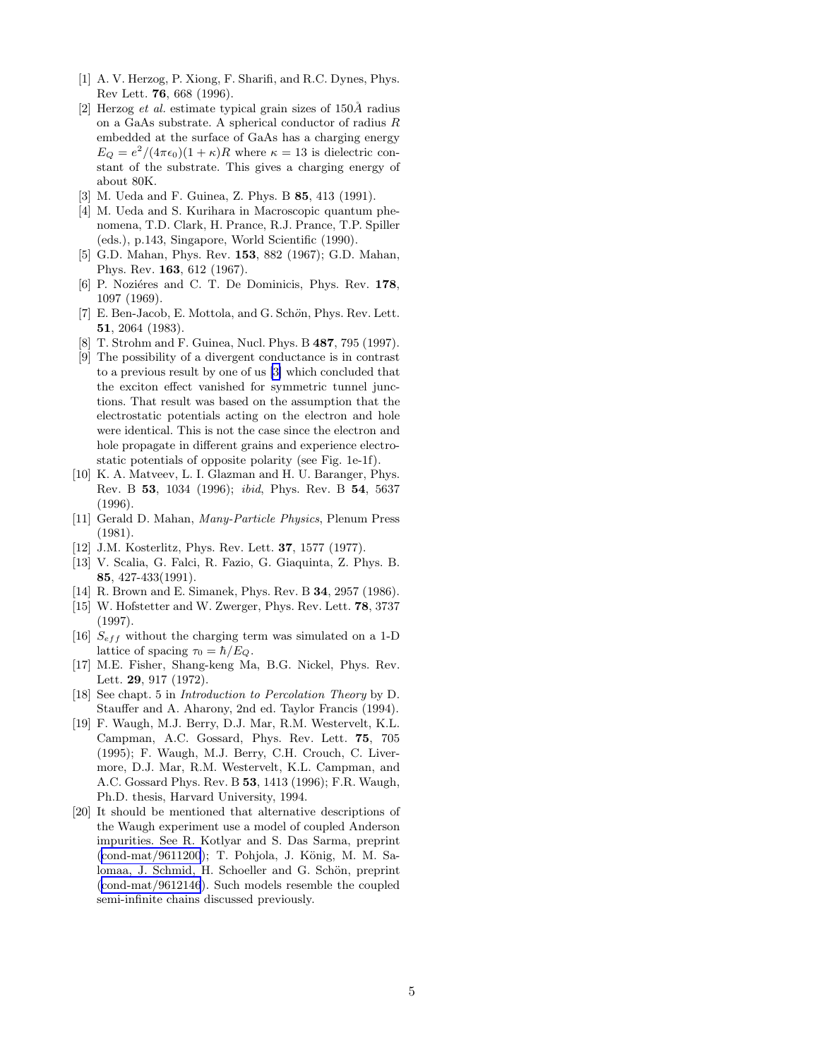[1] A. V. Herzog, P. Xiong, F. Sharifi, and R.C. Dynes, Phys. Rev Lett. **76**, 668 (1996).

[2] Herzog *et al.* estimate typical grain sizes of $150\AA$ radius on a GaAs substrate. A spherical conductor of radius $R$ embedded at the surface of GaAs has a charging energy $E_Q = e^2/(4\pi\epsilon_0)(1+\kappa)R$ where $\kappa = 13$ is dielectric constant of the substrate. This gives a charging energy of about 80K.

[3] M. Ueda and F. Guinea, Z. Phys. B **85**, 413 (1991).

[4] M. Ueda and S. Kurihara in Macroscopic quantum phenomena, T.D. Clark, H. Prance, R.J. Prance, T.P. Spiller (eds.), p.143, Singapore, World Scientific (1990).

[5] G.D. Mahan, Phys. Rev. **153**, 882 (1967); G.D. Mahan, Phys. Rev. **163**, 612 (1967).

[6] P. Noziéres and C. T. De Dominicis, Phys. Rev. **178**, 1097 (1969).

[7] E. Ben-Jacob, E. Mottola, and G. Schön, Phys. Rev. Lett. **51**, 2064 (1983).

[8] T. Strohm and F. Guinea, Nucl. Phys. B **487**, 795 (1997).

[9] The possibility of a divergent conductance is in contrast to a previous result by one of us [3] which concluded that the exciton effect vanished for symmetric tunnel junctions. That result was based on the assumption that the electrostatic potentials acting on the electron and hole were identical. This is not the case since the electron and hole propagate in different grains and experience electrostatic potentials of opposite polarity (see Fig. 1e-1f).

[10] K. A. Matveev, L. I. Glazman and H. U. Baranger, Phys. Rev. B **53**, 1034 (1996); *ibid*, Phys. Rev. B **54**, 5637 (1996).

[11] Gerald D. Mahan, *Many-Particle Physics*, Plenum Press (1981).

[12] J.M. Kosterlitz, Phys. Rev. Lett. **37**, 1577 (1977).

[13] V. Scalia, G. Falci, R. Fazio, G. Giaquinta, Z. Phys. B. **85**, 427-433(1991).

[14] R. Brown and E. Simanek, Phys. Rev. B **34**, 2957 (1986).

[15] W. Hofstetter and W. Zwerger, Phys. Rev. Lett. **78**, 3737 (1997).

[16] $S_{eff}$ without the charging term was simulated on a 1-D lattice of spacing $\tau_0 = \hbar/E_Q$.

[17] M.E. Fisher, Shang-keng Ma, B.G. Nickel, Phys. Rev. Lett. **29**, 917 (1972).

[18] See chapt. 5 in *Introduction to Percolation Theory* by D. Stauffer and A. Aharony, 2nd ed. Taylor Francis (1994).

[19] F. Waugh, M.J. Berry, D.J. Mar, R.M. Westervelt, K.L. Campman, A.C. Gossard, Phys. Rev. Lett. **75**, 705 (1995); F. Waugh, M.J. Berry, C.H. Crouch, C. Livermore, D.J. Mar, R.M. Westervelt, K.L. Campman, and A.C. Gossard Phys. Rev. B **53**, 1413 (1996); F.R. Waugh, Ph.D. thesis, Harvard University, 1994.

[20] It should be mentioned that alternative descriptions of the Waugh experiment use a model of coupled Anderson impurities. See R. Kotlyar and S. Das Sarma, preprint (cond-mat/9611200); T. Pohjola, J. König, M. M. Salomaa, J. Schmid, H. Schoeller and G. Schön, preprint (cond-mat/9612146). Such models resemble the coupled semi-infinite chains discussed previously.